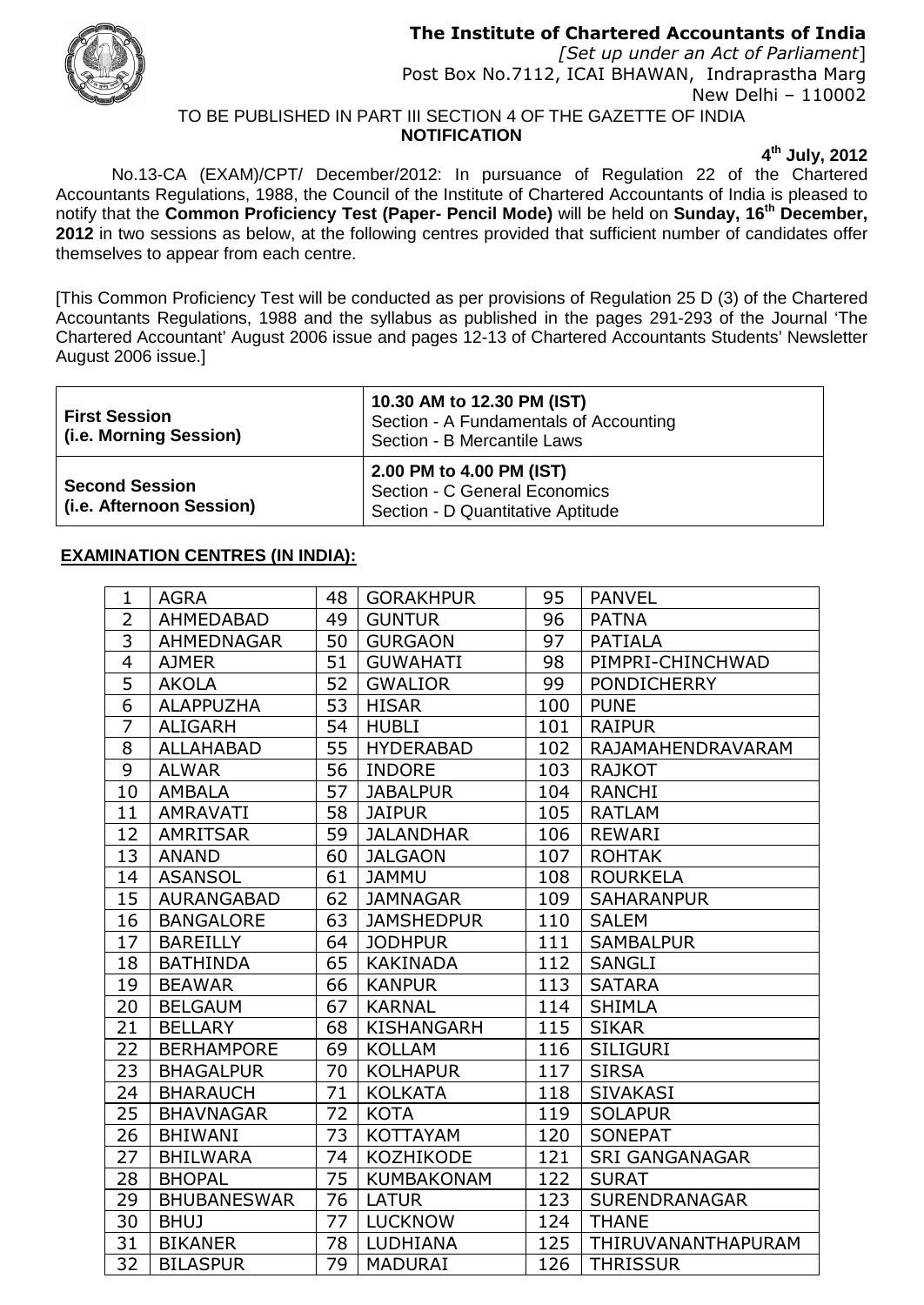# The Institute of Chartered Accountants of India

*[Set up under an Act of Parliament]*
Post Box No.7112, ICAI BHAWAN, Indraprastha Marg
New Delhi – 110002

TO BE PUBLISHED IN PART III SECTION 4 OF THE GAZETTE OF INDIA

**NOTIFICATION**

**4th July, 2012**

No.13-CA (EXAM)/CPT/ December/2012: In pursuance of Regulation 22 of the Chartered Accountants Regulations, 1988, the Council of the Institute of Chartered Accountants of India is pleased to notify that the **Common Proficiency Test (Paper- Pencil Mode)** will be held on **Sunday, 16th December, 2012** in two sessions as below, at the following centres provided that sufficient number of candidates offer themselves to appear from each centre.

[This Common Proficiency Test will be conducted as per provisions of Regulation 25 D (3) of the Chartered Accountants Regulations, 1988 and the syllabus as published in the pages 291-293 of the Journal 'The Chartered Accountant' August 2006 issue and pages 12-13 of Chartered Accountants Students' Newsletter August 2006 issue.]

| | |
|---|---|
| **First Session (i.e. Morning Session)** | **10.30 AM to 12.30 PM (IST)**<br>Section - A Fundamentals of Accounting<br>Section - B Mercantile Laws |
| **Second Session (i.e. Afternoon Session)** | **2.00 PM to 4.00 PM (IST)**<br>Section - C General Economics<br>Section - D Quantitative Aptitude |

**EXAMINATION CENTRES (IN INDIA):**

| | | | | | |
|---|---|---|---|---|---|
| 1 | AGRA | 48 | GORAKHPUR | 95 | PANVEL |
| 2 | AHMEDABAD | 49 | GUNTUR | 96 | PATNA |
| 3 | AHMEDNAGAR | 50 | GURGAON | 97 | PATIALA |
| 4 | AJMER | 51 | GUWAHATI | 98 | PIMPRI-CHINCHWAD |
| 5 | AKOLA | 52 | GWALIOR | 99 | PONDICHERRY |
| 6 | ALAPPUZHA | 53 | HISAR | 100 | PUNE |
| 7 | ALIGARH | 54 | HUBLI | 101 | RAIPUR |
| 8 | ALLAHABAD | 55 | HYDERABAD | 102 | RAJAMAHENDRAVARAM |
| 9 | ALWAR | 56 | INDORE | 103 | RAJKOT |
| 10 | AMBALA | 57 | JABALPUR | 104 | RANCHI |
| 11 | AMRAVATI | 58 | JAIPUR | 105 | RATLAM |
| 12 | AMRITSAR | 59 | JALANDHAR | 106 | REWARI |
| 13 | ANAND | 60 | JALGAON | 107 | ROHTAK |
| 14 | ASANSOL | 61 | JAMMU | 108 | ROURKELA |
| 15 | AURANGABAD | 62 | JAMNAGAR | 109 | SAHARANPUR |
| 16 | BANGALORE | 63 | JAMSHEDPUR | 110 | SALEM |
| 17 | BAREILLY | 64 | JODHPUR | 111 | SAMBALPUR |
| 18 | BATHINDA | 65 | KAKINADA | 112 | SANGLI |
| 19 | BEAWAR | 66 | KANPUR | 113 | SATARA |
| 20 | BELGAUM | 67 | KARNAL | 114 | SHIMLA |
| 21 | BELLARY | 68 | KISHANGARH | 115 | SIKAR |
| 22 | BERHAMPORE | 69 | KOLLAM | 116 | SILIGURI |
| 23 | BHAGALPUR | 70 | KOLHAPUR | 117 | SIRSA |
| 24 | BHARAUCH | 71 | KOLKATA | 118 | SIVAKASI |
| 25 | BHAVNAGAR | 72 | KOTA | 119 | SOLAPUR |
| 26 | BHIWANI | 73 | KOTTAYAM | 120 | SONEPAT |
| 27 | BHILWARA | 74 | KOZHIKODE | 121 | SRI GANGANAGAR |
| 28 | BHOPAL | 75 | KUMBAKONAM | 122 | SURAT |
| 29 | BHUBANESWAR | 76 | LATUR | 123 | SURENDRANAGAR |
| 30 | BHUJ | 77 | LUCKNOW | 124 | THANE |
| 31 | BIKANER | 78 | LUDHIANA | 125 | THIRUVANANTHAPURAM |
| 32 | BILASPUR | 79 | MADURAI | 126 | THRISSUR |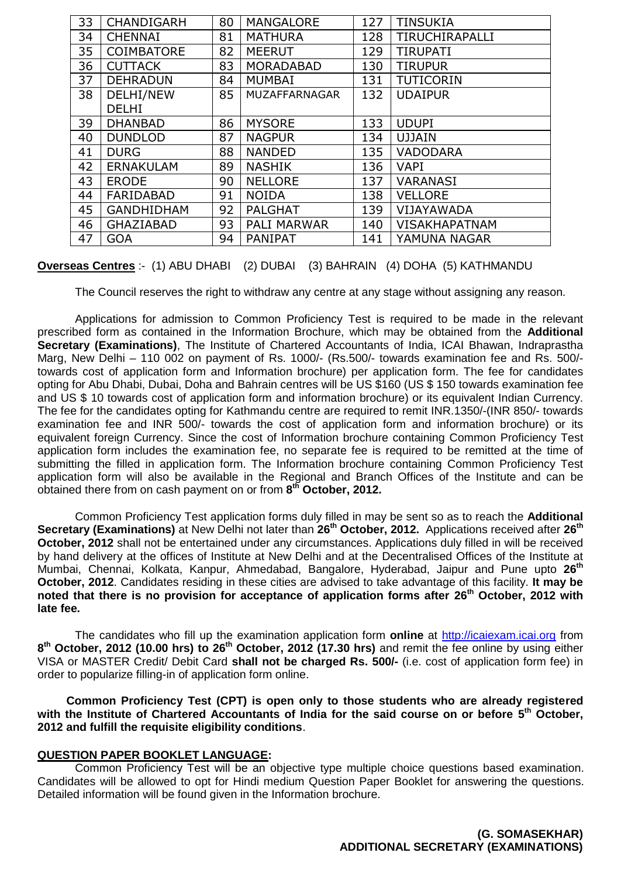| | | | | | |
|---|---|---|---|---|---|
| 33 | CHANDIGARH | 80 | MANGALORE | 127 | TINSUKIA |
| 34 | CHENNAI | 81 | MATHURA | 128 | TIRUCHIRAPALLI |
| 35 | COIMBATORE | 82 | MEERUT | 129 | TIRUPATI |
| 36 | CUTTACK | 83 | MORADABAD | 130 | TIRUPUR |
| 37 | DEHRADUN | 84 | MUMBAI | 131 | TUTICORIN |
| 38 | DELHI/NEW DELHI | 85 | MUZAFFARNAGAR | 132 | UDAIPUR |
| 39 | DHANBAD | 86 | MYSORE | 133 | UDUPI |
| 40 | DUNDLOD | 87 | NAGPUR | 134 | UJJAIN |
| 41 | DURG | 88 | NANDED | 135 | VADODARA |
| 42 | ERNAKULAM | 89 | NASHIK | 136 | VAPI |
| 43 | ERODE | 90 | NELLORE | 137 | VARANASI |
| 44 | FARIDABAD | 91 | NOIDA | 138 | VELLORE |
| 45 | GANDHIDHAM | 92 | PALGHAT | 139 | VIJAYAWADA |
| 46 | GHAZIABAD | 93 | PALI MARWAR | 140 | VISAKHAPATNAM |
| 47 | GOA | 94 | PANIPAT | 141 | YAMUNA NAGAR |

**Overseas Centres** :- (1) ABU DHABI (2) DUBAI (3) BAHRAIN (4) DOHA (5) KATHMANDU

The Council reserves the right to withdraw any centre at any stage without assigning any reason.

Applications for admission to Common Proficiency Test is required to be made in the relevant prescribed form as contained in the Information Brochure, which may be obtained from the **Additional Secretary (Examinations)**, The Institute of Chartered Accountants of India, ICAI Bhawan, Indraprastha Marg, New Delhi – 110 002 on payment of Rs. 1000/- (Rs.500/- towards examination fee and Rs. 500/- towards cost of application form and Information brochure) per application form. The fee for candidates opting for Abu Dhabi, Dubai, Doha and Bahrain centres will be US $160 (US $ 150 towards examination fee and US $ 10 towards cost of application form and information brochure) or its equivalent Indian Currency. The fee for the candidates opting for Kathmandu centre are required to remit INR.1350/-(INR 850/- towards examination fee and INR 500/- towards the cost of application form and information brochure) or its equivalent foreign Currency. Since the cost of Information brochure containing Common Proficiency Test application form includes the examination fee, no separate fee is required to be remitted at the time of submitting the filled in application form. The Information brochure containing Common Proficiency Test application form will also be available in the Regional and Branch Offices of the Institute and can be obtained there from on cash payment on or from **8th October, 2012.**

Common Proficiency Test application forms duly filled in may be sent so as to reach the **Additional Secretary (Examinations)** at New Delhi not later than **26th October, 2012.** Applications received after **26th October, 2012** shall not be entertained under any circumstances. Applications duly filled in will be received by hand delivery at the offices of Institute at New Delhi and at the Decentralised Offices of the Institute at Mumbai, Chennai, Kolkata, Kanpur, Ahmedabad, Bangalore, Hyderabad, Jaipur and Pune upto **26th October, 2012**. Candidates residing in these cities are advised to take advantage of this facility. **It may be noted that there is no provision for acceptance of application forms after 26th October, 2012 with late fee.**

The candidates who fill up the examination application form **online** at http://icaiexam.icai.org from **8th October, 2012 (10.00 hrs) to 26th October, 2012 (17.30 hrs)** and remit the fee online by using either VISA or MASTER Credit/ Debit Card **shall not be charged Rs. 500/-** (i.e. cost of application form fee) in order to popularize filling-in of application form online.

**Common Proficiency Test (CPT) is open only to those students who are already registered with the Institute of Chartered Accountants of India for the said course on or before 5th October, 2012 and fulfill the requisite eligibility conditions**.

**QUESTION PAPER BOOKLET LANGUAGE:**

Common Proficiency Test will be an objective type multiple choice questions based examination. Candidates will be allowed to opt for Hindi medium Question Paper Booklet for answering the questions. Detailed information will be found given in the Information brochure.

**(G. SOMASEKHAR)**
**ADDITIONAL SECRETARY (EXAMINATIONS)**